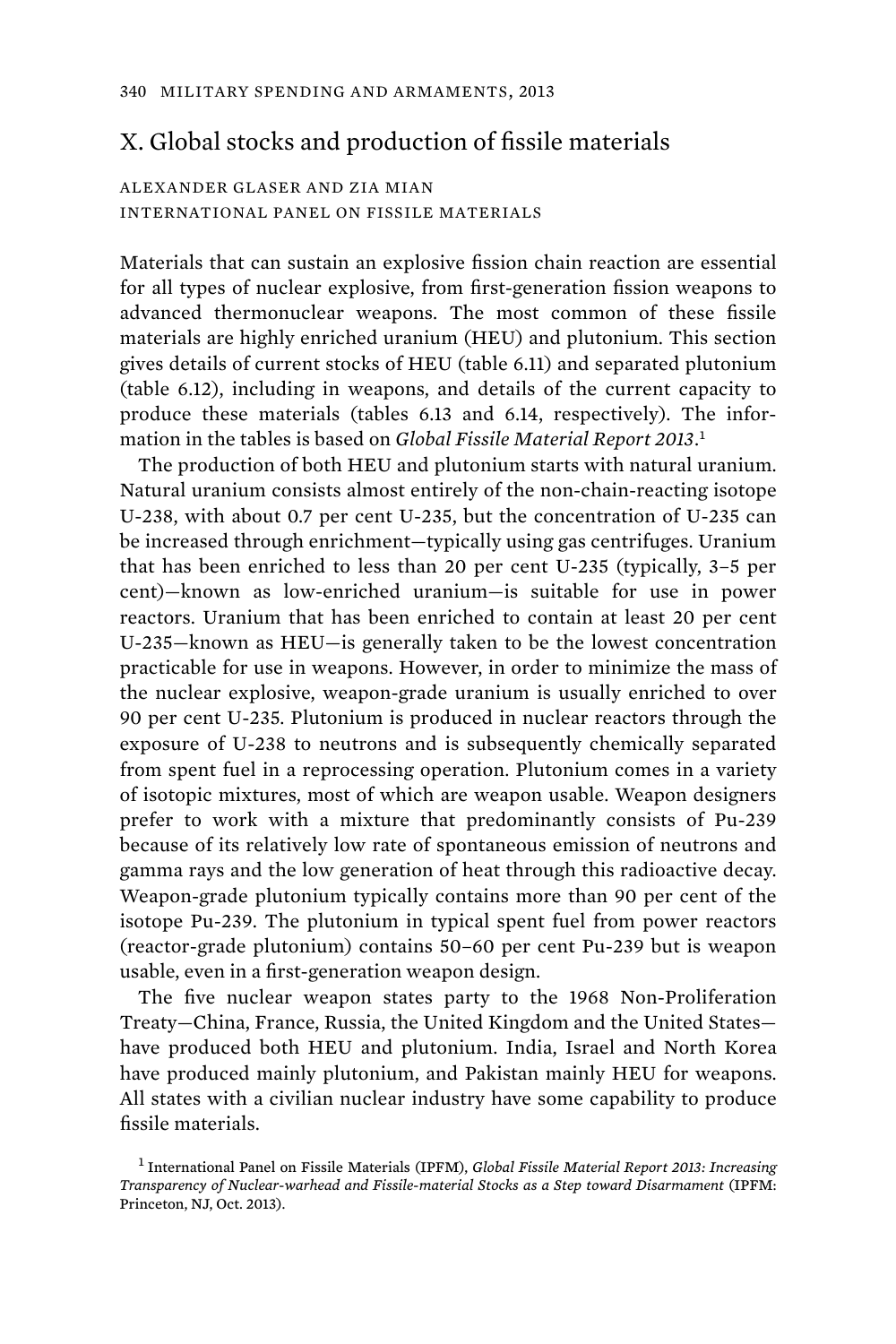## X. Global stocks and production of fissile materials

ALEXANDER GLASER AND ZIA MIAN
INTERNATIONAL PANEL ON FISSILE MATERIALS

Materials that can sustain an explosive fission chain reaction are essential for all types of nuclear explosive, from first-generation fission weapons to advanced thermonuclear weapons. The most common of these fissile materials are highly enriched uranium (HEU) and plutonium. This section gives details of current stocks of HEU (table 6.11) and separated plutonium (table 6.12), including in weapons, and details of the current capacity to produce these materials (tables 6.13 and 6.14, respectively). The information in the tables is based on *Global Fissile Material Report 2013*.[1]

The production of both HEU and plutonium starts with natural uranium. Natural uranium consists almost entirely of the non-chain-reacting isotope U-238, with about 0.7 per cent U-235, but the concentration of U-235 can be increased through enrichment—typically using gas centrifuges. Uranium that has been enriched to less than 20 per cent U-235 (typically, 3–5 per cent)—known as low-enriched uranium—is suitable for use in power reactors. Uranium that has been enriched to contain at least 20 per cent U-235—known as HEU—is generally taken to be the lowest concentration practicable for use in weapons. However, in order to minimize the mass of the nuclear explosive, weapon-grade uranium is usually enriched to over 90 per cent U-235. Plutonium is produced in nuclear reactors through the exposure of U-238 to neutrons and is subsequently chemically separated from spent fuel in a reprocessing operation. Plutonium comes in a variety of isotopic mixtures, most of which are weapon usable. Weapon designers prefer to work with a mixture that predominantly consists of Pu-239 because of its relatively low rate of spontaneous emission of neutrons and gamma rays and the low generation of heat through this radioactive decay. Weapon-grade plutonium typically contains more than 90 per cent of the isotope Pu-239. The plutonium in typical spent fuel from power reactors (reactor-grade plutonium) contains 50–60 per cent Pu-239 but is weapon usable, even in a first-generation weapon design.

The five nuclear weapon states party to the 1968 Non-Proliferation Treaty—China, France, Russia, the United Kingdom and the United States—have produced both HEU and plutonium. India, Israel and North Korea have produced mainly plutonium, and Pakistan mainly HEU for weapons. All states with a civilian nuclear industry have some capability to produce fissile materials.

[1] International Panel on Fissile Materials (IPFM), *Global Fissile Material Report 2013: Increasing Transparency of Nuclear-warhead and Fissile-material Stocks as a Step toward Disarmament* (IPFM: Princeton, NJ, Oct. 2013).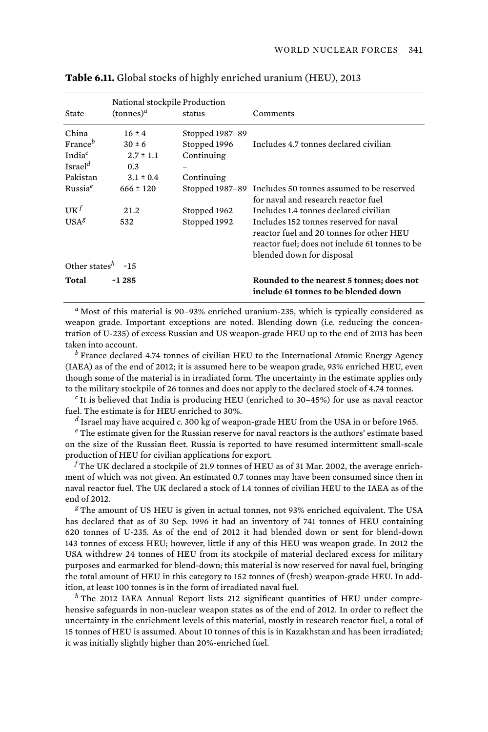**Table 6.11.** Global stocks of highly enriched uranium (HEU), 2013

| State | National stockpile (tonnes)[a] | Production status | Comments |
|---|---|---|---|
| China | 16 ± 4 | Stopped 1987–89 | |
| France[b] | 30 ± 6 | Stopped 1996 | Includes 4.7 tonnes declared civilian |
| India[c] | 2.7 ± 1.1 | Continuing | |
| Israel[d] | 0.3 | – | |
| Pakistan | 3.1 ± 0.4 | Continuing | |
| Russia[e] | 666 ± 120 | Stopped 1987–89 | Includes 50 tonnes assumed to be reserved for naval and research reactor fuel |
| UK[f] | 21.2 | Stopped 1962 | Includes 1.4 tonnes declared civilian |
| USA[g] | 532 | Stopped 1992 | Includes 152 tonnes reserved for naval reactor fuel and 20 tonnes for other HEU reactor fuel; does not include 61 tonnes to be blended down for disposal |
| Other states[h] | ~15 | | |
| **Total** | **~1 285** | | **Rounded to the nearest 5 tonnes; does not include 61 tonnes to be blended down** |

[a] Most of this material is 90–93% enriched uranium-235, which is typically considered as weapon grade. Important exceptions are noted. Blending down (i.e. reducing the concentration of U-235) of excess Russian and US weapon-grade HEU up to the end of 2013 has been taken into account.

[b] France declared 4.74 tonnes of civilian HEU to the International Atomic Energy Agency (IAEA) as of the end of 2012; it is assumed here to be weapon grade, 93% enriched HEU, even though some of the material is in irradiated form. The uncertainty in the estimate applies only to the military stockpile of 26 tonnes and does not apply to the declared stock of 4.74 tonnes.

[c] It is believed that India is producing HEU (enriched to 30–45%) for use as naval reactor fuel. The estimate is for HEU enriched to 30%.

[d] Israel may have acquired *c.* 300 kg of weapon-grade HEU from the USA in or before 1965.

[e] The estimate given for the Russian reserve for naval reactors is the authors' estimate based on the size of the Russian fleet. Russia is reported to have resumed intermittent small-scale production of HEU for civilian applications for export.

[f] The UK declared a stockpile of 21.9 tonnes of HEU as of 31 Mar. 2002, the average enrichment of which was not given. An estimated 0.7 tonnes may have been consumed since then in naval reactor fuel. The UK declared a stock of 1.4 tonnes of civilian HEU to the IAEA as of the end of 2012.

[g] The amount of US HEU is given in actual tonnes, not 93% enriched equivalent. The USA has declared that as of 30 Sep. 1996 it had an inventory of 741 tonnes of HEU containing 620 tonnes of U-235. As of the end of 2012 it had blended down or sent for blend-down 143 tonnes of excess HEU; however, little if any of this HEU was weapon grade. In 2012 the USA withdrew 24 tonnes of HEU from its stockpile of material declared excess for military purposes and earmarked for blend-down; this material is now reserved for naval fuel, bringing the total amount of HEU in this category to 152 tonnes of (fresh) weapon-grade HEU. In addition, at least 100 tonnes is in the form of irradiated naval fuel.

[h] The 2012 IAEA Annual Report lists 212 significant quantities of HEU under comprehensive safeguards in non-nuclear weapon states as of the end of 2012. In order to reflect the uncertainty in the enrichment levels of this material, mostly in research reactor fuel, a total of 15 tonnes of HEU is assumed. About 10 tonnes of this is in Kazakhstan and has been irradiated; it was initially slightly higher than 20%-enriched fuel.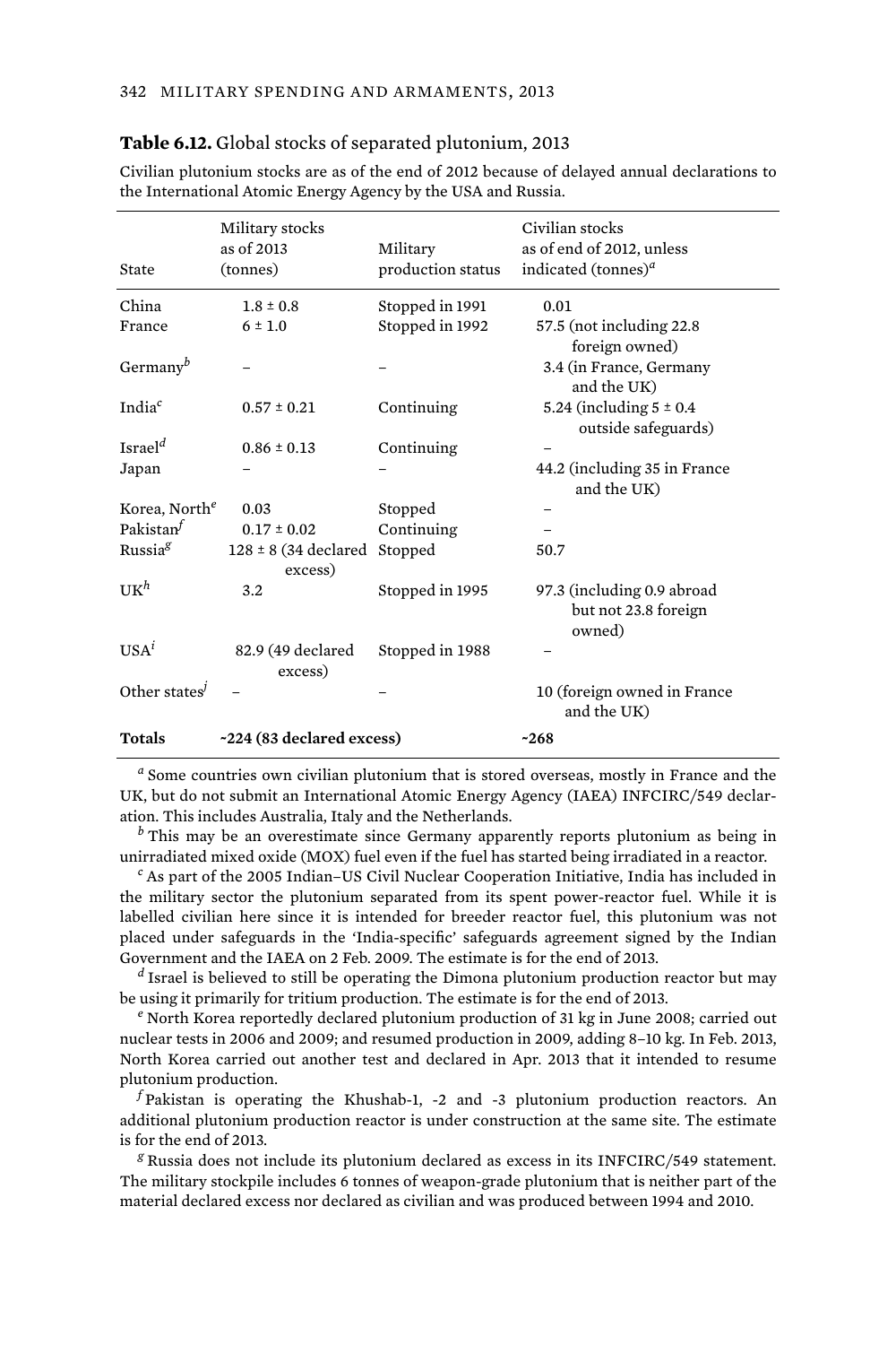**Table 6.12.** Global stocks of separated plutonium, 2013

Civilian plutonium stocks are as of the end of 2012 because of delayed annual declarations to the International Atomic Energy Agency by the USA and Russia.

| State | Military stocks as of 2013 (tonnes) | Military production status | Civilian stocks as of end of 2012, unless indicated (tonnes)[a] |
|---|---|---|---|
| China | 1.8 ± 0.8 | Stopped in 1991 | 0.01 |
| France | 6 ± 1.0 | Stopped in 1992 | 57.5 (not including 22.8 foreign owned) |
| Germany[b] | – | – | 3.4 (in France, Germany and the UK) |
| India[c] | 0.57 ± 0.21 | Continuing | 5.24 (including 5 ± 0.4 outside safeguards) |
| Israel[d] | 0.86 ± 0.13 | Continuing | – |
| Japan | – | – | 44.2 (including 35 in France and the UK) |
| Korea, North[e] | 0.03 | Stopped | – |
| Pakistan[f] | 0.17 ± 0.02 | Continuing | – |
| Russia[g] | 128 ± 8 (34 declared excess) | Stopped | 50.7 |
| UK[h] | 3.2 | Stopped in 1995 | 97.3 (including 0.9 abroad but not 23.8 foreign owned) |
| USA[i] | 82.9 (49 declared excess) | Stopped in 1988 | – |
| Other states[j] | – | – | 10 (foreign owned in France and the UK) |
| **Totals** | **~224 (83 declared excess)** | | **~268** |

[a] Some countries own civilian plutonium that is stored overseas, mostly in France and the UK, but do not submit an International Atomic Energy Agency (IAEA) INFCIRC/549 declaration. This includes Australia, Italy and the Netherlands.

[b] This may be an overestimate since Germany apparently reports plutonium as being in unirradiated mixed oxide (MOX) fuel even if the fuel has started being irradiated in a reactor.

[c] As part of the 2005 Indian–US Civil Nuclear Cooperation Initiative, India has included in the military sector the plutonium separated from its spent power-reactor fuel. While it is labelled civilian here since it is intended for breeder reactor fuel, this plutonium was not placed under safeguards in the 'India-specific' safeguards agreement signed by the Indian Government and the IAEA on 2 Feb. 2009. The estimate is for the end of 2013.

[d] Israel is believed to still be operating the Dimona plutonium production reactor but may be using it primarily for tritium production. The estimate is for the end of 2013.

[e] North Korea reportedly declared plutonium production of 31 kg in June 2008; carried out nuclear tests in 2006 and 2009; and resumed production in 2009, adding 8–10 kg. In Feb. 2013, North Korea carried out another test and declared in Apr. 2013 that it intended to resume plutonium production.

[f] Pakistan is operating the Khushab-1, -2 and -3 plutonium production reactors. An additional plutonium production reactor is under construction at the same site. The estimate is for the end of 2013.

[g] Russia does not include its plutonium declared as excess in its INFCIRC/549 statement. The military stockpile includes 6 tonnes of weapon-grade plutonium that is neither part of the material declared excess nor declared as civilian and was produced between 1994 and 2010.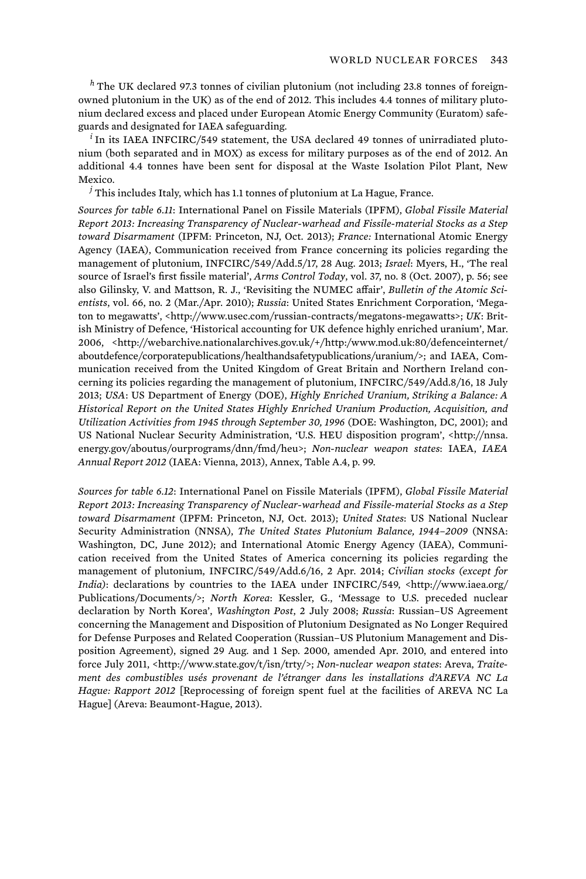[h] The UK declared 97.3 tonnes of civilian plutonium (not including 23.8 tonnes of foreign-owned plutonium in the UK) as of the end of 2012. This includes 4.4 tonnes of military plutonium declared excess and placed under European Atomic Energy Community (Euratom) safeguards and designated for IAEA safeguarding.

[i] In its IAEA INFCIRC/549 statement, the USA declared 49 tonnes of unirradiated plutonium (both separated and in MOX) as excess for military purposes as of the end of 2012. An additional 4.4 tonnes have been sent for disposal at the Waste Isolation Pilot Plant, New Mexico.

[j] This includes Italy, which has 1.1 tonnes of plutonium at La Hague, France.

*Sources for table 6.11*: International Panel on Fissile Materials (IPFM), *Global Fissile Material Report 2013: Increasing Transparency of Nuclear-warhead and Fissile-material Stocks as a Step toward Disarmament* (IPFM: Princeton, NJ, Oct. 2013); *France:* International Atomic Energy Agency (IAEA), Communication received from France concerning its policies regarding the management of plutonium, INFCIRC/549/Add.5/17, 28 Aug. 2013; *Israel*: Myers, H., 'The real source of Israel's first fissile material', *Arms Control Today*, vol. 37, no. 8 (Oct. 2007), p. 56; see also Gilinsky, V. and Mattson, R. J., 'Revisiting the NUMEC affair', *Bulletin of the Atomic Scientists*, vol. 66, no. 2 (Mar./Apr. 2010); *Russia*: United States Enrichment Corporation, 'Megaton to megawatts', <http://www.usec.com/russian-contracts/megatons-megawatts>; *UK*: British Ministry of Defence, 'Historical accounting for UK defence highly enriched uranium', Mar. 2006, <http://webarchive.nationalarchives.gov.uk/+/http:/www.mod.uk:80/defenceinternet/aboutdefence/corporatepublications/healthandsafetypublications/uranium/>; and IAEA, Communication received from the United Kingdom of Great Britain and Northern Ireland concerning its policies regarding the management of plutonium, INFCIRC/549/Add.8/16, 18 July 2013; *USA*: US Department of Energy (DOE), *Highly Enriched Uranium, Striking a Balance: A Historical Report on the United States Highly Enriched Uranium Production, Acquisition, and Utilization Activities from 1945 through September 30, 1996* (DOE: Washington, DC, 2001); and US National Nuclear Security Administration, 'U.S. HEU disposition program', <http://nnsa.energy.gov/aboutus/ourprograms/dnn/fmd/heu>; *Non-nuclear weapon states*: IAEA, *IAEA Annual Report 2012* (IAEA: Vienna, 2013), Annex, Table A.4, p. 99.

*Sources for table 6.12*: International Panel on Fissile Materials (IPFM), *Global Fissile Material Report 2013: Increasing Transparency of Nuclear-warhead and Fissile-material Stocks as a Step toward Disarmament* (IPFM: Princeton, NJ, Oct. 2013); *United States*: US National Nuclear Security Administration (NNSA), *The United States Plutonium Balance, 1944–2009* (NNSA: Washington, DC, June 2012); and International Atomic Energy Agency (IAEA), Communication received from the United States of America concerning its policies regarding the management of plutonium, INFCIRC/549/Add.6/16, 2 Apr. 2014; *Civilian stocks (except for India)*: declarations by countries to the IAEA under INFCIRC/549, <http://www.iaea.org/Publications/Documents/>; *North Korea*: Kessler, G., 'Message to U.S. preceded nuclear declaration by North Korea', *Washington Post*, 2 July 2008; *Russia*: Russian–US Agreement concerning the Management and Disposition of Plutonium Designated as No Longer Required for Defense Purposes and Related Cooperation (Russian–US Plutonium Management and Disposition Agreement), signed 29 Aug. and 1 Sep. 2000, amended Apr. 2010, and entered into force July 2011, <http://www.state.gov/t/isn/trty/>; *Non-nuclear weapon states*: Areva, *Traitement des combustibles usés provenant de l'étranger dans les installations d'AREVA NC La Hague: Rapport 2012* [Reprocessing of foreign spent fuel at the facilities of AREVA NC La Hague] (Areva: Beaumont-Hague, 2013).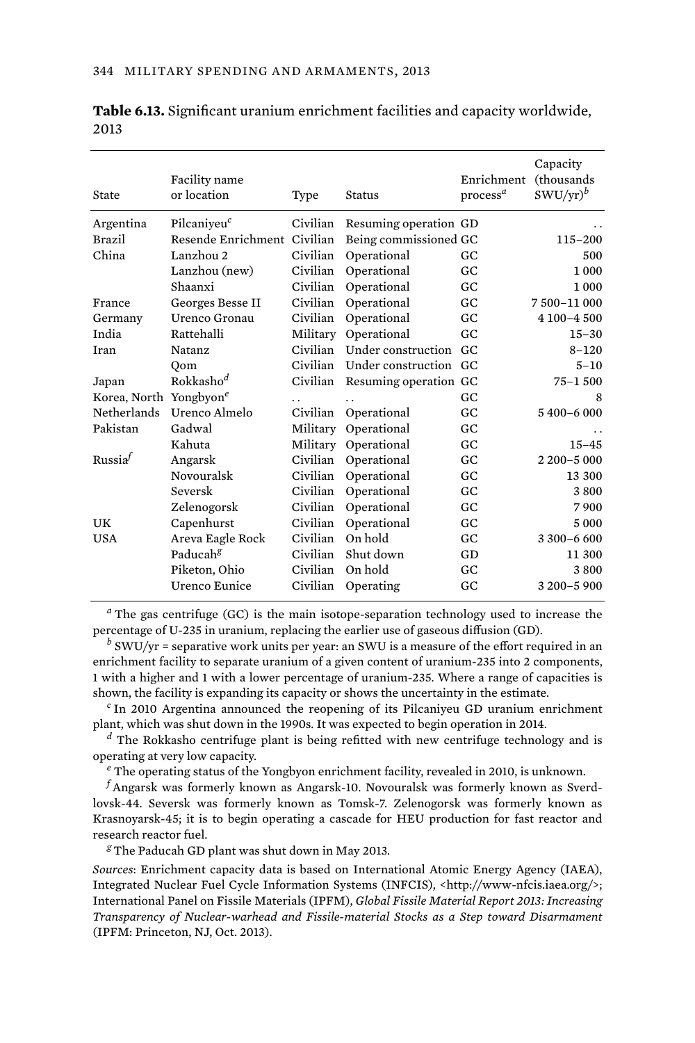**Table 6.13.** Significant uranium enrichment facilities and capacity worldwide, 2013

| State | Facility name or location | Type | Status | Enrichment process[a] | Capacity (thousands SWU/yr)[b] |
|---|---|---|---|---|---|
| Argentina | Pilcaniyeu[c] | Civilian | Resuming operation | GD | . . |
| Brazil | Resende Enrichment | Civilian | Being commissioned | GC | 115–200 |
| China | Lanzhou 2 | Civilian | Operational | GC | 500 |
| | Lanzhou (new) | Civilian | Operational | GC | 1 000 |
| | Shaanxi | Civilian | Operational | GC | 1 000 |
| France | Georges Besse II | Civilian | Operational | GC | 7 500–11 000 |
| Germany | Urenco Gronau | Civilian | Operational | GC | 4 100–4 500 |
| India | Rattehalli | Military | Operational | GC | 15–30 |
| Iran | Natanz | Civilian | Under construction | GC | 8–120 |
| | Qom | Civilian | Under construction | GC | 5–10 |
| Japan | Rokkasho[d] | Civilian | Resuming operation | GC | 75–1 500 |
| Korea, North | Yongbyon[e] | . . | . . | GC | 8 |
| Netherlands | Urenco Almelo | Civilian | Operational | GC | 5 400–6 000 |
| Pakistan | Gadwal | Military | Operational | GC | . . |
| | Kahuta | Military | Operational | GC | 15–45 |
| Russia[f] | Angarsk | Civilian | Operational | GC | 2 200–5 000 |
| | Novouralsk | Civilian | Operational | GC | 13 300 |
| | Seversk | Civilian | Operational | GC | 3 800 |
| | Zelenogorsk | Civilian | Operational | GC | 7 900 |
| UK | Capenhurst | Civilian | Operational | GC | 5 000 |
| USA | Areva Eagle Rock | Civilian | On hold | GC | 3 300–6 600 |
| | Paducah[g] | Civilian | Shut down | GD | 11 300 |
| | Piketon, Ohio | Civilian | On hold | GC | 3 800 |
| | Urenco Eunice | Civilian | Operating | GC | 3 200–5 900 |

[a] The gas centrifuge (GC) is the main isotope-separation technology used to increase the percentage of U-235 in uranium, replacing the earlier use of gaseous diffusion (GD).

[b] SWU/yr = separative work units per year: an SWU is a measure of the effort required in an enrichment facility to separate uranium of a given content of uranium-235 into 2 components, 1 with a higher and 1 with a lower percentage of uranium-235. Where a range of capacities is shown, the facility is expanding its capacity or shows the uncertainty in the estimate.

[c] In 2010 Argentina announced the reopening of its Pilcaniyeu GD uranium enrichment plant, which was shut down in the 1990s. It was expected to begin operation in 2014.

[d] The Rokkasho centrifuge plant is being refitted with new centrifuge technology and is operating at very low capacity.

[e] The operating status of the Yongbyon enrichment facility, revealed in 2010, is unknown.

[f] Angarsk was formerly known as Angarsk-10. Novouralsk was formerly known as Sverdlovsk-44. Seversk was formerly known as Tomsk-7. Zelenogorsk was formerly known as Krasnoyarsk-45; it is to begin operating a cascade for HEU production for fast reactor and research reactor fuel.

[g] The Paducah GD plant was shut down in May 2013.

*Sources*: Enrichment capacity data is based on International Atomic Energy Agency (IAEA), Integrated Nuclear Fuel Cycle Information Systems (INFCIS), <http://www-nfcis.iaea.org/>; International Panel on Fissile Materials (IPFM), *Global Fissile Material Report 2013: Increasing Transparency of Nuclear-warhead and Fissile-material Stocks as a Step toward Disarmament* (IPFM: Princeton, NJ, Oct. 2013).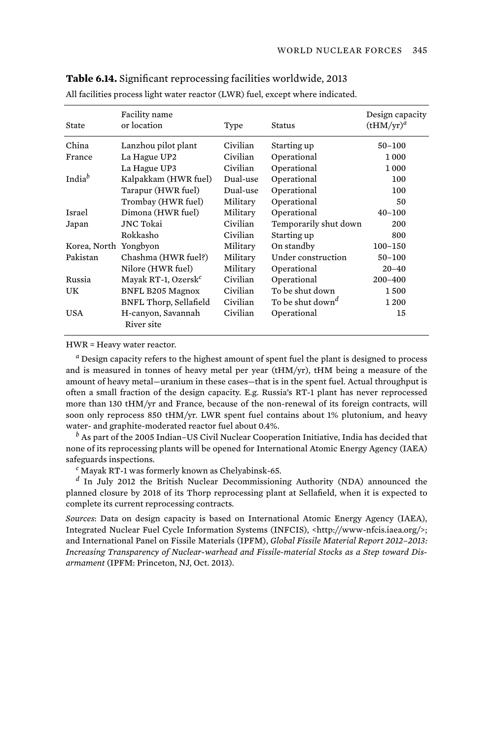**Table 6.14.** Significant reprocessing facilities worldwide, 2013

All facilities process light water reactor (LWR) fuel, except where indicated.

| State | Facility name or location | Type | Status | Design capacity (tHM/yr)[a] |
|---|---|---|---|---|
| China | Lanzhou pilot plant | Civilian | Starting up | 50–100 |
| France | La Hague UP2 | Civilian | Operational | 1 000 |
| | La Hague UP3 | Civilian | Operational | 1 000 |
| India[b] | Kalpakkam (HWR fuel) | Dual-use | Operational | 100 |
| | Tarapur (HWR fuel) | Dual-use | Operational | 100 |
| | Trombay (HWR fuel) | Military | Operational | 50 |
| Israel | Dimona (HWR fuel) | Military | Operational | 40–100 |
| Japan | JNC Tokai | Civilian | Temporarily shut down | 200 |
| | Rokkasho | Civilian | Starting up | 800 |
| Korea, North | Yongbyon | Military | On standby | 100–150 |
| Pakistan | Chashma (HWR fuel?) | Military | Under construction | 50–100 |
| | Nilore (HWR fuel) | Military | Operational | 20–40 |
| Russia | Mayak RT-1, Ozersk[c] | Civilian | Operational | 200–400 |
| UK | BNFL B205 Magnox | Civilian | To be shut down | 1 500 |
| | BNFL Thorp, Sellafield | Civilian | To be shut down[d] | 1 200 |
| USA | H-canyon, Savannah River site | Civilian | Operational | 15 |

HWR = Heavy water reactor.

[a] Design capacity refers to the highest amount of spent fuel the plant is designed to process and is measured in tonnes of heavy metal per year (tHM/yr), tHM being a measure of the amount of heavy metal—uranium in these cases—that is in the spent fuel. Actual throughput is often a small fraction of the design capacity. E.g. Russia's RT-1 plant has never reprocessed more than 130 tHM/yr and France, because of the non-renewal of its foreign contracts, will soon only reprocess 850 tHM/yr. LWR spent fuel contains about 1% plutonium, and heavy water- and graphite-moderated reactor fuel about 0.4%.

[b] As part of the 2005 Indian–US Civil Nuclear Cooperation Initiative, India has decided that none of its reprocessing plants will be opened for International Atomic Energy Agency (IAEA) safeguards inspections.

[c] Mayak RT-1 was formerly known as Chelyabinsk-65.

[d] In July 2012 the British Nuclear Decommissioning Authority (NDA) announced the planned closure by 2018 of its Thorp reprocessing plant at Sellafield, when it is expected to complete its current reprocessing contracts.

*Sources*: Data on design capacity is based on International Atomic Energy Agency (IAEA), Integrated Nuclear Fuel Cycle Information Systems (INFCIS), <http://www-nfcis.iaea.org/>; and International Panel on Fissile Materials (IPFM), *Global Fissile Material Report 2012–2013: Increasing Transparency of Nuclear-warhead and Fissile-material Stocks as a Step toward Disarmament* (IPFM: Princeton, NJ, Oct. 2013).